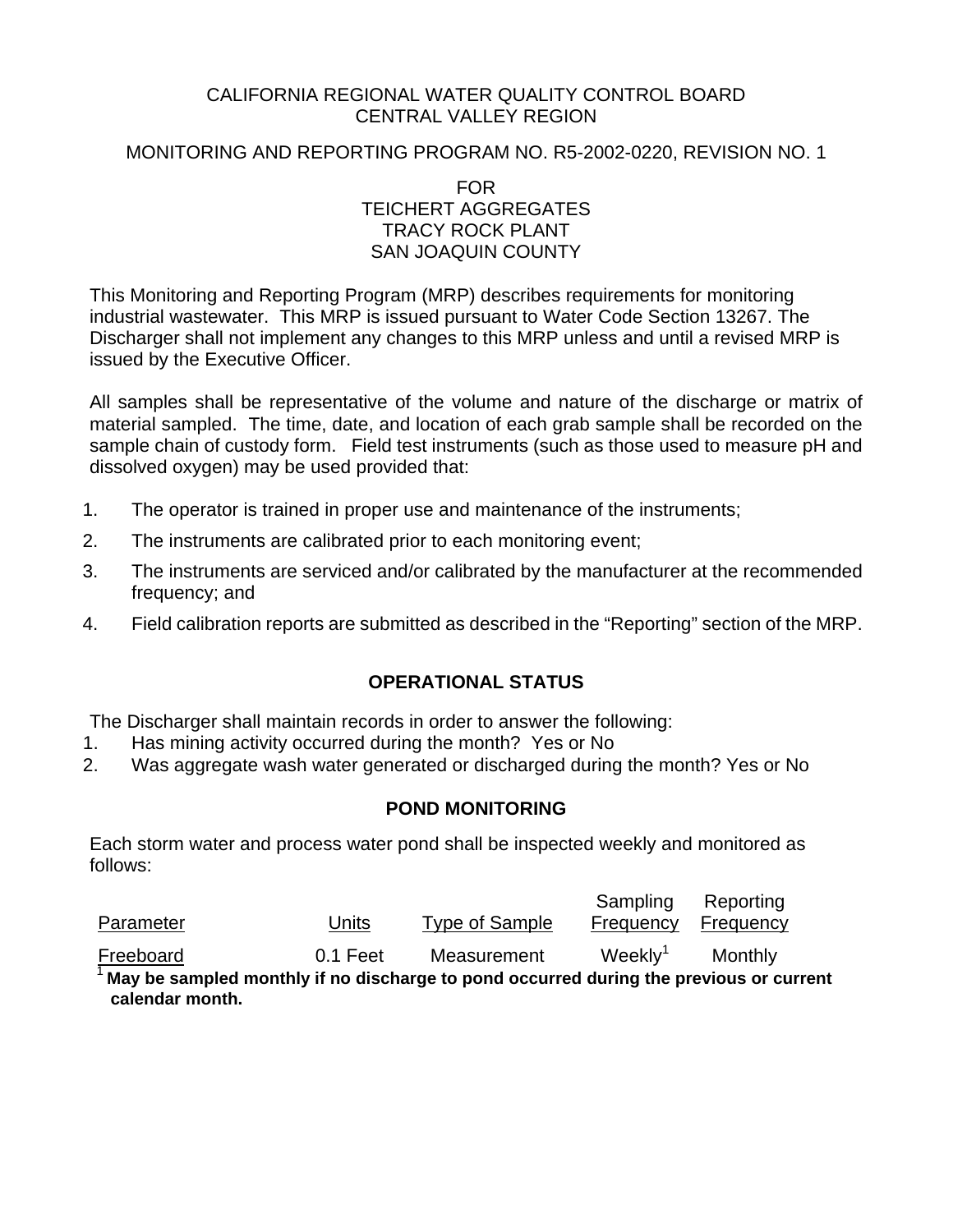CALIFORNIA REGIONAL WATER QUALITY CONTROL BOARD
CENTRAL VALLEY REGION

MONITORING AND REPORTING PROGRAM NO. R5-2002-0220, REVISION NO. 1

FOR
TEICHERT AGGREGATES
TRACY ROCK PLANT
SAN JOAQUIN COUNTY

This Monitoring and Reporting Program (MRP) describes requirements for monitoring industrial wastewater. This MRP is issued pursuant to Water Code Section 13267. The Discharger shall not implement any changes to this MRP unless and until a revised MRP is issued by the Executive Officer.

All samples shall be representative of the volume and nature of the discharge or matrix of material sampled. The time, date, and location of each grab sample shall be recorded on the sample chain of custody form. Field test instruments (such as those used to measure pH and dissolved oxygen) may be used provided that:

1. The operator is trained in proper use and maintenance of the instruments;
2. The instruments are calibrated prior to each monitoring event;
3. The instruments are serviced and/or calibrated by the manufacturer at the recommended frequency; and
4. Field calibration reports are submitted as described in the "Reporting" section of the MRP.

## OPERATIONAL STATUS

The Discharger shall maintain records in order to answer the following:

1. Has mining activity occurred during the month? Yes or No
2. Was aggregate wash water generated or discharged during the month? Yes or No

## POND MONITORING

Each storm water and process water pond shall be inspected weekly and monitored as follows:

| Parameter | Units | Type of Sample | Sampling Frequency | Reporting Frequency |
|---|---|---|---|---|
| Freeboard | 0.1 Feet | Measurement | Weekly[1] | Monthly |

[1] **May be sampled monthly if no discharge to pond occurred during the previous or current calendar month.**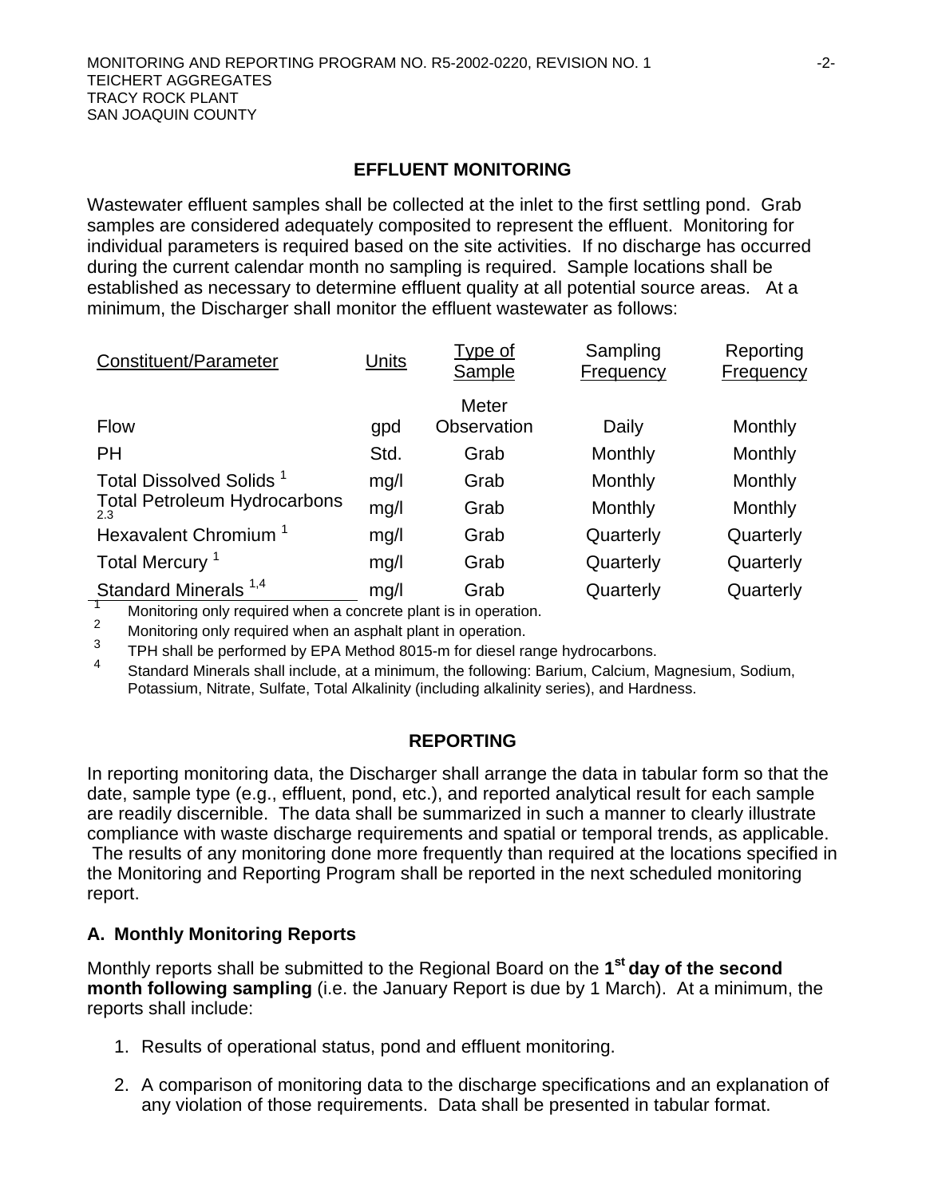## EFFLUENT MONITORING

Wastewater effluent samples shall be collected at the inlet to the first settling pond. Grab samples are considered adequately composited to represent the effluent. Monitoring for individual parameters is required based on the site activities. If no discharge has occurred during the current calendar month no sampling is required. Sample locations shall be established as necessary to determine effluent quality at all potential source areas. At a minimum, the Discharger shall monitor the effluent wastewater as follows:

| Constituent/Parameter | Units | Type of Sample | Sampling Frequency | Reporting Frequency |
|---|---|---|---|---|
| Flow | gpd | Meter Observation | Daily | Monthly |
| PH | Std. | Grab | Monthly | Monthly |
| Total Dissolved Solids [1] | mg/l | Grab | Monthly | Monthly |
| Total Petroleum Hydrocarbons [2.3] | mg/l | Grab | Monthly | Monthly |
| Hexavalent Chromium [1] | mg/l | Grab | Quarterly | Quarterly |
| Total Mercury [1] | mg/l | Grab | Quarterly | Quarterly |
| Standard Minerals [1,4] | mg/l | Grab | Quarterly | Quarterly |

[1] Monitoring only required when a concrete plant is in operation.

[2] Monitoring only required when an asphalt plant in operation.

[3] TPH shall be performed by EPA Method 8015-m for diesel range hydrocarbons.

[4] Standard Minerals shall include, at a minimum, the following: Barium, Calcium, Magnesium, Sodium, Potassium, Nitrate, Sulfate, Total Alkalinity (including alkalinity series), and Hardness.

## REPORTING

In reporting monitoring data, the Discharger shall arrange the data in tabular form so that the date, sample type (e.g., effluent, pond, etc.), and reported analytical result for each sample are readily discernible. The data shall be summarized in such a manner to clearly illustrate compliance with waste discharge requirements and spatial or temporal trends, as applicable. The results of any monitoring done more frequently than required at the locations specified in the Monitoring and Reporting Program shall be reported in the next scheduled monitoring report.

### A. Monthly Monitoring Reports

Monthly reports shall be submitted to the Regional Board on the **1st day of the second month following sampling** (i.e. the January Report is due by 1 March). At a minimum, the reports shall include:

1. Results of operational status, pond and effluent monitoring.

2. A comparison of monitoring data to the discharge specifications and an explanation of any violation of those requirements. Data shall be presented in tabular format.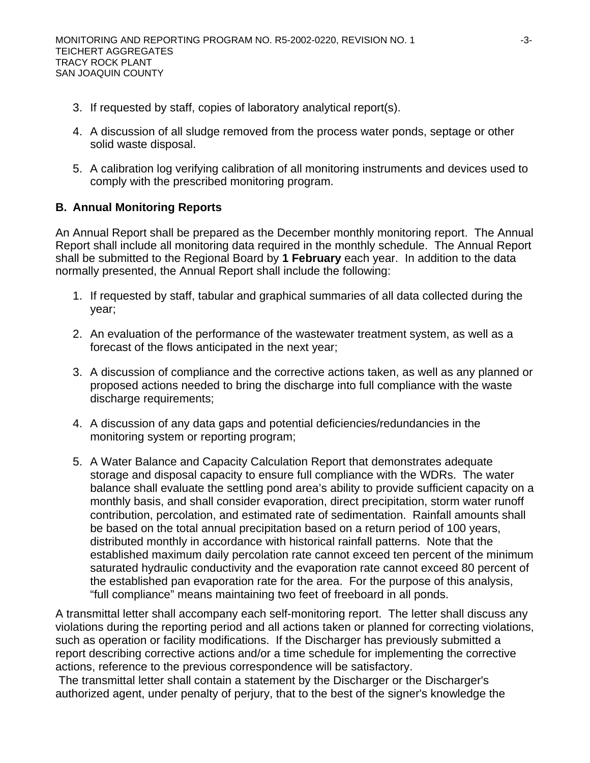3. If requested by staff, copies of laboratory analytical report(s).

4. A discussion of all sludge removed from the process water ponds, septage or other solid waste disposal.

5. A calibration log verifying calibration of all monitoring instruments and devices used to comply with the prescribed monitoring program.

## B. Annual Monitoring Reports

An Annual Report shall be prepared as the December monthly monitoring report. The Annual Report shall include all monitoring data required in the monthly schedule. The Annual Report shall be submitted to the Regional Board by **1 February** each year. In addition to the data normally presented, the Annual Report shall include the following:

1. If requested by staff, tabular and graphical summaries of all data collected during the year;

2. An evaluation of the performance of the wastewater treatment system, as well as a forecast of the flows anticipated in the next year;

3. A discussion of compliance and the corrective actions taken, as well as any planned or proposed actions needed to bring the discharge into full compliance with the waste discharge requirements;

4. A discussion of any data gaps and potential deficiencies/redundancies in the monitoring system or reporting program;

5. A Water Balance and Capacity Calculation Report that demonstrates adequate storage and disposal capacity to ensure full compliance with the WDRs. The water balance shall evaluate the settling pond area's ability to provide sufficient capacity on a monthly basis, and shall consider evaporation, direct precipitation, storm water runoff contribution, percolation, and estimated rate of sedimentation. Rainfall amounts shall be based on the total annual precipitation based on a return period of 100 years, distributed monthly in accordance with historical rainfall patterns. Note that the established maximum daily percolation rate cannot exceed ten percent of the minimum saturated hydraulic conductivity and the evaporation rate cannot exceed 80 percent of the established pan evaporation rate for the area. For the purpose of this analysis, "full compliance" means maintaining two feet of freeboard in all ponds.

A transmittal letter shall accompany each self-monitoring report. The letter shall discuss any violations during the reporting period and all actions taken or planned for correcting violations, such as operation or facility modifications. If the Discharger has previously submitted a report describing corrective actions and/or a time schedule for implementing the corrective actions, reference to the previous correspondence will be satisfactory.

The transmittal letter shall contain a statement by the Discharger or the Discharger's authorized agent, under penalty of perjury, that to the best of the signer's knowledge the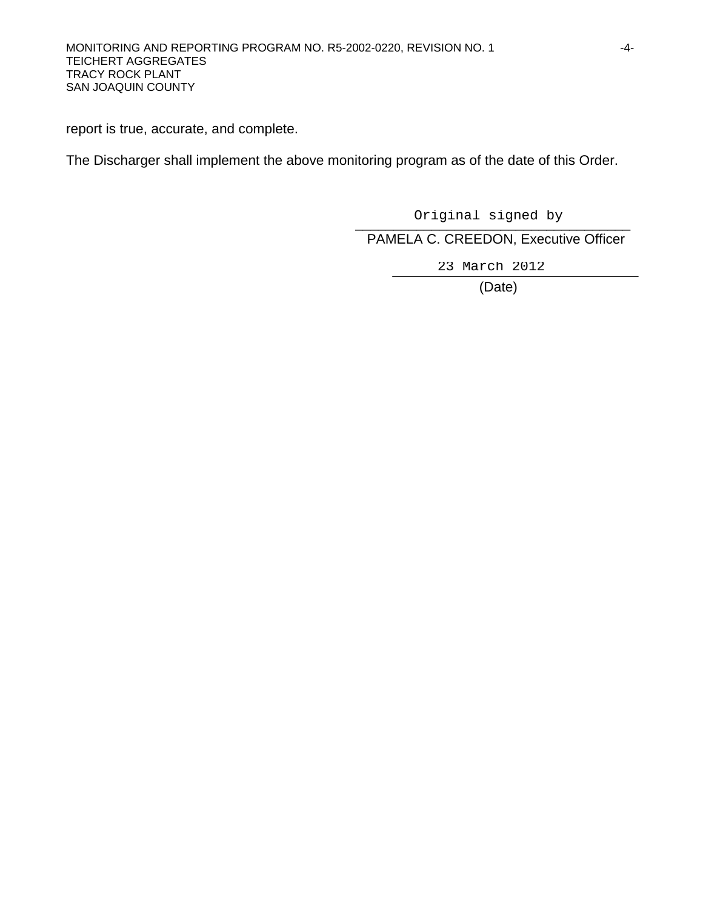report is true, accurate, and complete.

The Discharger shall implement the above monitoring program as of the date of this Order.

Original signed by

PAMELA C. CREEDON, Executive Officer

23 March 2012

(Date)